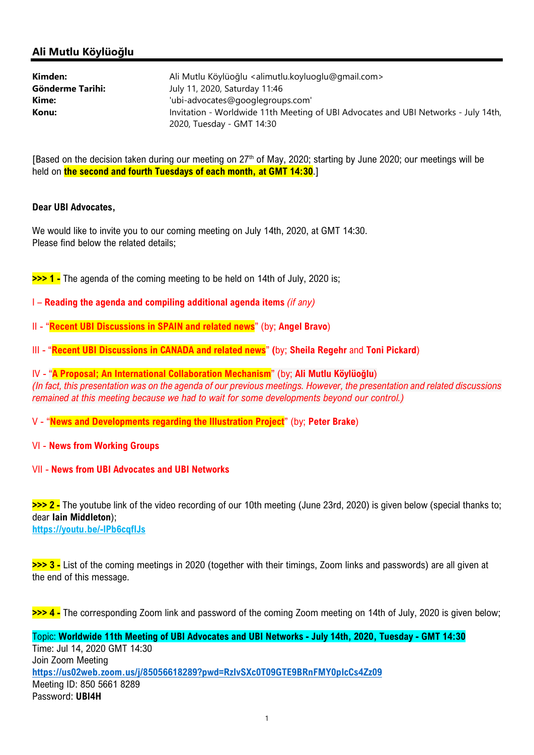## Ali Mutlu Köylüoğlu

| | |
|---|---|
| **Kimden:** | Ali Mutlu Köylüoğlu <alimutlu.koyluoglu@gmail.com> |
| **Gönderme Tarihi:** | July 11, 2020, Saturday 11:46 |
| **Kime:** | 'ubi-advocates@googlegroups.com' |
| **Konu:** | Invitation - Worldwide 11th Meeting of UBI Advocates and UBI Networks - July 14th, 2020, Tuesday - GMT 14:30 |

[Based on the decision taken during our meeting on 27th of May, 2020; starting by June 2020; our meetings will be held on **the second and fourth Tuesdays of each month, at GMT 14:30**.]

**Dear UBI Advocates,**

We would like to invite you to our coming meeting on July 14th, 2020, at GMT 14:30.
Please find below the related details;

**>>> 1 -** The agenda of the coming meeting to be held on 14th of July, 2020 is;

I – **Reading the agenda and compiling additional agenda items** *(if any)*

II - "**Recent UBI Discussions in SPAIN and related news**" (by; **Angel Bravo**)

III - "**Recent UBI Discussions in CANADA and related news**" **(**by; **Sheila Regehr** and **Toni Pickard**)

IV - "**A Proposal; An International Collaboration Mechanism**" (by; **Ali Mutlu Köylüoğlu**)
*(In fact, this presentation was on the agenda of our previous meetings. However, the presentation and related discussions remained at this meeting because we had to wait for some developments beyond our control.)*

V - "**News and Developments regarding the Illustration Project**" (by; **Peter Brake**)

VI - **News from Working Groups**

VII - **News from UBI Advocates and UBI Networks**

**>>> 2 -** The youtube link of the video recording of our 10th meeting (June 23rd, 2020) is given below (special thanks to; dear **Iain Middleton**);
**https://youtu.be/-IPb6cqfIJs**

**>>> 3 -** List of the coming meetings in 2020 (together with their timings, Zoom links and passwords) are all given at the end of this message.

**>>> 4 -** The corresponding Zoom link and password of the coming Zoom meeting on 14th of July, 2020 is given below;

Topic: **Worldwide 11th Meeting of UBI Advocates and UBI Networks - July 14th, 2020, Tuesday - GMT 14:30**
Time: Jul 14, 2020 GMT 14:30
Join Zoom Meeting
**https://us02web.zoom.us/j/85056618289?pwd=RzlvSXc0T09GTE9BRnFMY0plcCs4Zz09**
Meeting ID: 850 5661 8289
Password: **UBI4H**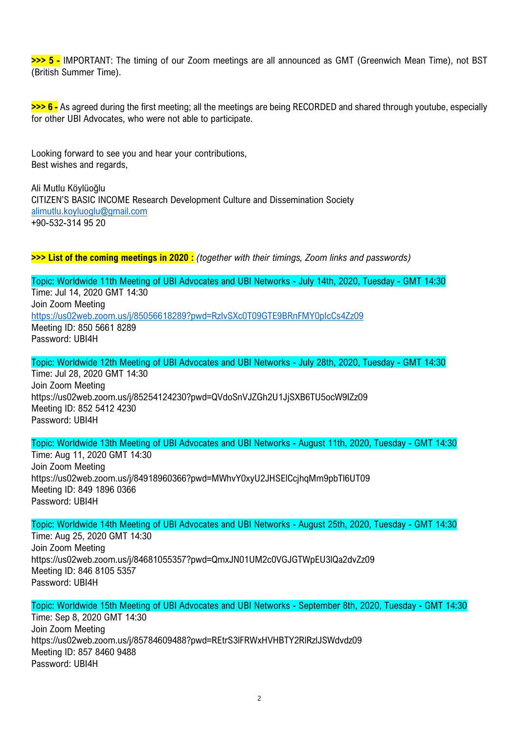**>>> 5 -** IMPORTANT: The timing of our Zoom meetings are all announced as GMT (Greenwich Mean Time), not BST (British Summer Time).

**>>> 6 -** As agreed during the first meeting; all the meetings are being RECORDED and shared through youtube, especially for other UBI Advocates, who were not able to participate.

Looking forward to see you and hear your contributions,
Best wishes and regards,

Ali Mutlu Köylüoğlu
CITIZEN'S BASIC INCOME Research Development Culture and Dissemination Society
alimutlu.koyluoglu@gmail.com
+90-532-314 95 20

**>>> List of the coming meetings in 2020 :** *(together with their timings, Zoom links and passwords)*

Topic: Worldwide 11th Meeting of UBI Advocates and UBI Networks - July 14th, 2020, Tuesday - GMT 14:30
Time: Jul 14, 2020 GMT 14:30
Join Zoom Meeting
https://us02web.zoom.us/j/85056618289?pwd=RzlvSXc0T09GTE9BRnFMY0plcCs4Zz09
Meeting ID: 850 5661 8289
Password: UBI4H

Topic: Worldwide 12th Meeting of UBI Advocates and UBI Networks - July 28th, 2020, Tuesday - GMT 14:30
Time: Jul 28, 2020 GMT 14:30
Join Zoom Meeting
https://us02web.zoom.us/j/85254124230?pwd=QVdoSnVJZGh2U1JjSXB6TU5ocW9IZz09
Meeting ID: 852 5412 4230
Password: UBI4H

Topic: Worldwide 13th Meeting of UBI Advocates and UBI Networks - August 11th, 2020, Tuesday - GMT 14:30
Time: Aug 11, 2020 GMT 14:30
Join Zoom Meeting
https://us02web.zoom.us/j/84918960366?pwd=MWhvY0xyU2JHSElCcjhqMm9pbTl6UT09
Meeting ID: 849 1896 0366
Password: UBI4H

Topic: Worldwide 14th Meeting of UBI Advocates and UBI Networks - August 25th, 2020, Tuesday - GMT 14:30
Time: Aug 25, 2020 GMT 14:30
Join Zoom Meeting
https://us02web.zoom.us/j/84681055357?pwd=QmxJN01UM2c0VGJGTWpEU3lQa2dvZz09
Meeting ID: 846 8105 5357
Password: UBI4H

Topic: Worldwide 15th Meeting of UBI Advocates and UBI Networks - September 8th, 2020, Tuesday - GMT 14:30
Time: Sep 8, 2020 GMT 14:30
Join Zoom Meeting
https://us02web.zoom.us/j/85784609488?pwd=REtrS3lFRWxHVHBTY2RlRzlJSWdvdz09
Meeting ID: 857 8460 9488
Password: UBI4H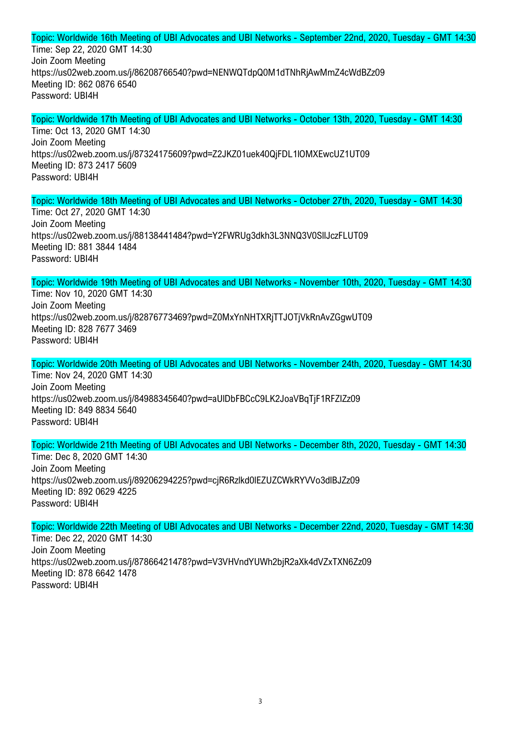Topic: Worldwide 16th Meeting of UBI Advocates and UBI Networks - September 22nd, 2020, Tuesday - GMT 14:30
Time: Sep 22, 2020 GMT 14:30
Join Zoom Meeting
https://us02web.zoom.us/j/86208766540?pwd=NENWQTdpQ0M1dTNhRjAwMmZ4cWdBZz09
Meeting ID: 862 0876 6540
Password: UBI4H

Topic: Worldwide 17th Meeting of UBI Advocates and UBI Networks - October 13th, 2020, Tuesday - GMT 14:30
Time: Oct 13, 2020 GMT 14:30
Join Zoom Meeting
https://us02web.zoom.us/j/87324175609?pwd=Z2JKZ01uek40QjFDL1lOMXEwcUZ1UT09
Meeting ID: 873 2417 5609
Password: UBI4H

Topic: Worldwide 18th Meeting of UBI Advocates and UBI Networks - October 27th, 2020, Tuesday - GMT 14:30
Time: Oct 27, 2020 GMT 14:30
Join Zoom Meeting
https://us02web.zoom.us/j/88138441484?pwd=Y2FWRUg3dkh3L3NNQ3V0SllJczFLUT09
Meeting ID: 881 3844 1484
Password: UBI4H

Topic: Worldwide 19th Meeting of UBI Advocates and UBI Networks - November 10th, 2020, Tuesday - GMT 14:30
Time: Nov 10, 2020 GMT 14:30
Join Zoom Meeting
https://us02web.zoom.us/j/82876773469?pwd=Z0MxYnNHTXRjTTJOTjVkRnAvZGgwUT09
Meeting ID: 828 7677 3469
Password: UBI4H

Topic: Worldwide 20th Meeting of UBI Advocates and UBI Networks - November 24th, 2020, Tuesday - GMT 14:30
Time: Nov 24, 2020 GMT 14:30
Join Zoom Meeting
https://us02web.zoom.us/j/84988345640?pwd=aUlDbFBCcC9LK2JoaVBqTjF1RFZIZz09
Meeting ID: 849 8834 5640
Password: UBI4H

Topic: Worldwide 21th Meeting of UBI Advocates and UBI Networks - December 8th, 2020, Tuesday - GMT 14:30
Time: Dec 8, 2020 GMT 14:30
Join Zoom Meeting
https://us02web.zoom.us/j/89206294225?pwd=cjR6Rzlkd0lEZUZCWkRYVVo3dlBJZz09
Meeting ID: 892 0629 4225
Password: UBI4H

Topic: Worldwide 22th Meeting of UBI Advocates and UBI Networks - December 22nd, 2020, Tuesday - GMT 14:30
Time: Dec 22, 2020 GMT 14:30
Join Zoom Meeting
https://us02web.zoom.us/j/87866421478?pwd=V3VHVndYUWh2bjR2aXk4dVZxTXN6Zz09
Meeting ID: 878 6642 1478
Password: UBI4H